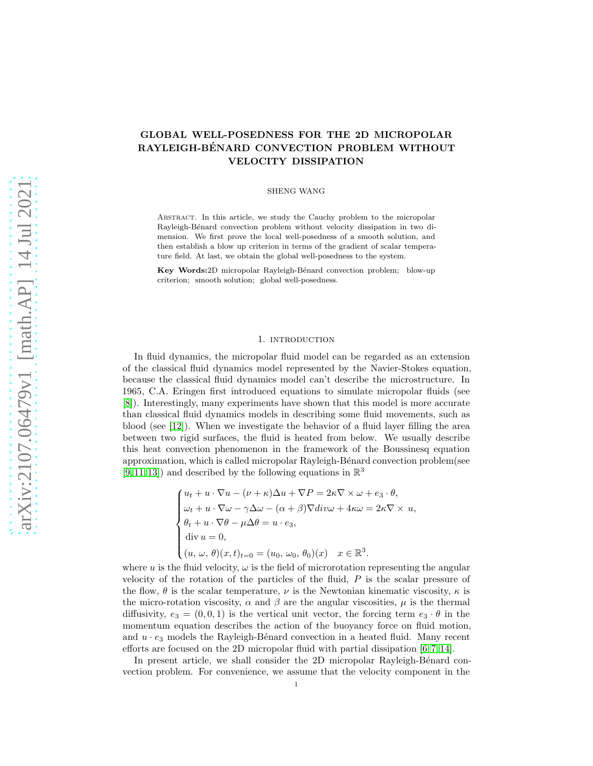# GLOBAL WELL-POSEDNESS FOR THE 2D MICROPOLAR RAYLEIGH-BÉNARD CONVECTION PROBLEM WITHOUT VELOCITY DISSIPATION

SHENG WANG

Abstract. In this article, we study the Cauchy problem to the micropolar Rayleigh-Bénard convection problem without velocity dissipation in two dimension. We first prove the local well-posedness of a smooth solution, and then establish a blow up criterion in terms of the gradient of scalar temperature field. At last, we obtain the global well-posedness to the system.

**Key Words:** 2D micropolar Rayleigh-Bénard convection problem; blow-up criterion; smooth solution; global well-posedness.

## 1. introduction

In fluid dynamics, the micropolar fluid model can be regarded as an extension of the classical fluid dynamics model represented by the Navier-Stokes equation, because the classical fluid dynamics model can't describe the microstructure. In 1965, C.A. Eringen first introduced equations to simulate micropolar fluids (see [8]). Interestingly, many experiments have shown that this model is more accurate than classical fluid dynamics models in describing some fluid movements, such as blood (see [12]). When we investigate the behavior of a fluid layer filling the area between two rigid surfaces, the fluid is heated from below. We usually describe this heat convection phenomenon in the framework of the Boussinesq equation approximation, which is called micropolar Rayleigh-Bénard convection problem(see [9,11,13]) and described by the following equations in $\mathbb{R}^3$

$$
\begin{cases}
u_t + u\cdot\nabla u - (\nu+\kappa)\Delta u + \nabla P = 2\kappa\nabla\times\omega + e_3\cdot\theta,\\
\omega_t + u\cdot\nabla\omega - \gamma\Delta\omega - (\alpha+\beta)\nabla div\omega + 4\kappa\omega = 2\kappa\nabla\times\, u,\\
\theta_t + u\cdot\nabla\theta - \mu\Delta\theta = u\cdot e_3,\\
\operatorname{div} u = 0,\\
(u,\,\omega,\,\theta)(x,t)_{t=0} = (u_0,\,\omega_0,\,\theta_0)(x) \quad x\in\mathbb{R}^3.
\end{cases}
$$

where $u$ is the fluid velocity, $\omega$ is the field of microrotation representing the angular velocity of the rotation of the particles of the fluid, $P$ is the scalar pressure of the flow, $\theta$ is the scalar temperature, $\nu$ is the Newtonian kinematic viscosity, $\kappa$ is the micro-rotation viscosity, $\alpha$ and $\beta$ are the angular viscosities, $\mu$ is the thermal diffusivity, $e_3 = (0,0,1)$ is the vertical unit vector, the forcing term $e_3\cdot\theta$ in the momentum equation describes the action of the buoyancy force on fluid motion, and $u\cdot e_3$ models the Rayleigh-Bénard convection in a heated fluid. Many recent efforts are focused on the 2D micropolar fluid with partial dissipation [6,7,14].

In present article, we shall consider the 2D micropolar Rayleigh-Bénard convection problem. For convenience, we assume that the velocity component in the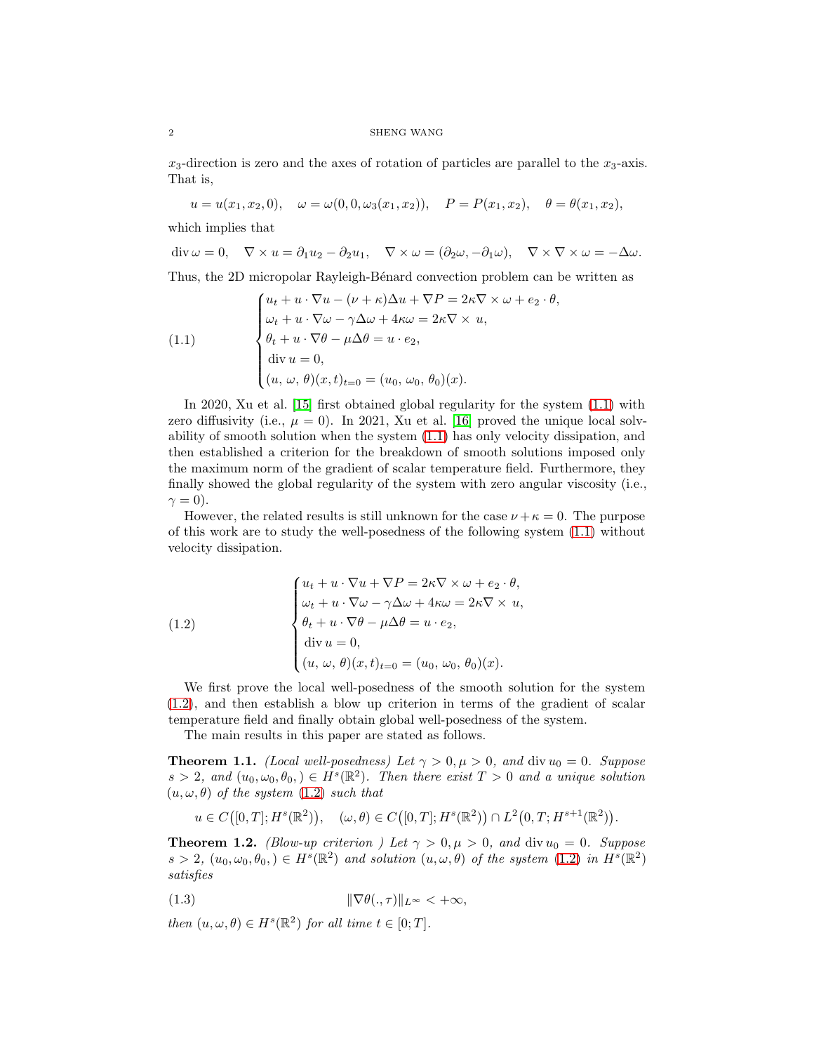$x_3$-direction is zero and the axes of rotation of particles are parallel to the $x_3$-axis. That is,

$$u = u(x_1, x_2, 0), \quad \omega = \omega(0, 0, \omega_3(x_1, x_2)), \quad P = P(x_1, x_2), \quad \theta = \theta(x_1, x_2),$$

which implies that

$$\operatorname{div} \omega = 0, \quad \nabla \times u = \partial_1 u_2 - \partial_2 u_1, \quad \nabla \times \omega = (\partial_2 \omega, -\partial_1 \omega), \quad \nabla \times \nabla \times \omega = -\Delta \omega.$$

Thus, the 2D micropolar Rayleigh-Bénard convection problem can be written as

$$\begin{cases} u_t + u \cdot \nabla u - (\nu + \kappa)\Delta u + \nabla P = 2\kappa \nabla \times \omega + e_2 \cdot \theta, \\ \omega_t + u \cdot \nabla \omega - \gamma \Delta \omega + 4\kappa \omega = 2\kappa \nabla \times u, \\ \theta_t + u \cdot \nabla \theta - \mu \Delta \theta = u \cdot e_2, \\ \operatorname{div} u = 0, \\ (u, \omega, \theta)(x, t)_{t=0} = (u_0, \omega_0, \theta_0)(x). \end{cases} \tag{1.1}$$

In 2020, Xu et al. [15] first obtained global regularity for the system (1.1) with zero diffusivity (i.e., $\mu = 0$). In 2021, Xu et al. [16] proved the unique local solvability of smooth solution when the system (1.1) has only velocity dissipation, and then established a criterion for the breakdown of smooth solutions imposed only the maximum norm of the gradient of scalar temperature field. Furthermore, they finally showed the global regularity of the system with zero angular viscosity (i.e., $\gamma = 0$).

However, the related results is still unknown for the case $\nu + \kappa = 0$. The purpose of this work are to study the well-posedness of the following system (1.1) without velocity dissipation.

$$\begin{cases} u_t + u \cdot \nabla u + \nabla P = 2\kappa \nabla \times \omega + e_2 \cdot \theta, \\ \omega_t + u \cdot \nabla \omega - \gamma \Delta \omega + 4\kappa \omega = 2\kappa \nabla \times u, \\ \theta_t + u \cdot \nabla \theta - \mu \Delta \theta = u \cdot e_2, \\ \operatorname{div} u = 0, \\ (u, \omega, \theta)(x, t)_{t=0} = (u_0, \omega_0, \theta_0)(x). \end{cases} \tag{1.2}$$

We first prove the local well-posedness of the smooth solution for the system (1.2), and then establish a blow up criterion in terms of the gradient of scalar temperature field and finally obtain global well-posedness of the system.

The main results in this paper are stated as follows.

**Theorem 1.1.** *(Local well-posedness) Let $\gamma > 0, \mu > 0$, and $\operatorname{div} u_0 = 0$. Suppose $s > 2$, and $(u_0, \omega_0, \theta_0,) \in H^s(\mathbb{R}^2)$. Then there exist $T > 0$ and a unique solution $(u, \omega, \theta)$ of the system (1.2) such that*

$$u \in C\big([0, T]; H^s(\mathbb{R}^2)\big), \quad (\omega, \theta) \in C\big([0, T]; H^s(\mathbb{R}^2)\big) \cap L^2\big(0, T; H^{s+1}(\mathbb{R}^2)\big).$$

**Theorem 1.2.** *(Blow-up criterion ) Let $\gamma > 0, \mu > 0$, and $\operatorname{div} u_0 = 0$. Suppose $s > 2$, $(u_0, \omega_0, \theta_0,) \in H^s(\mathbb{R}^2)$ and solution $(u, \omega, \theta)$ of the system (1.2) in $H^s(\mathbb{R}^2)$ satisfies*

$$\|\nabla \theta(., \tau)\|_{L^\infty} < +\infty, \tag{1.3}$$

*then $(u, \omega, \theta) \in H^s(\mathbb{R}^2)$ for all time $t \in [0; T]$.*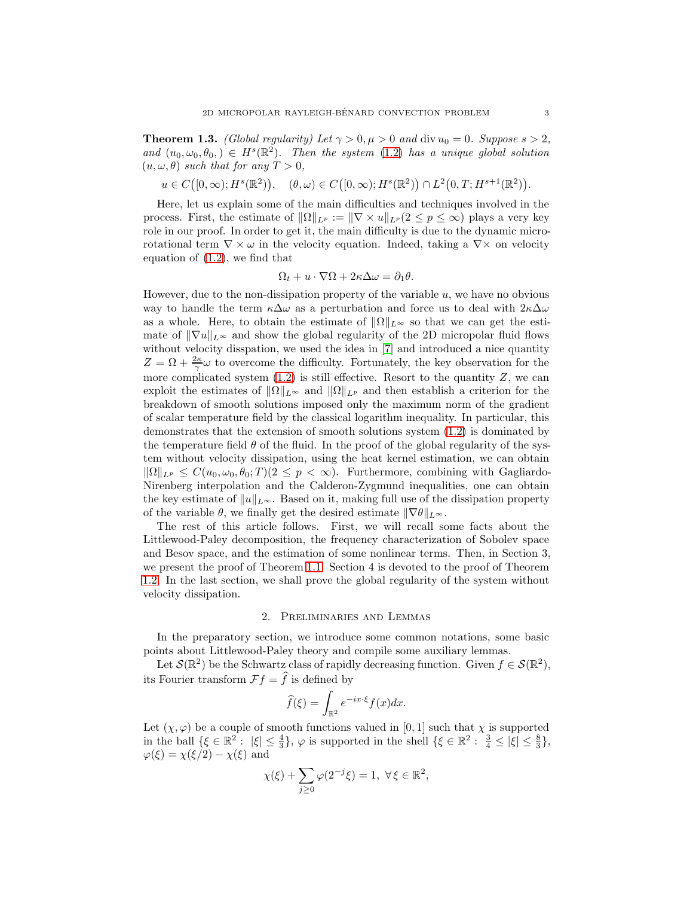**Theorem 1.3.** *(Global regularity) Let $\gamma > 0, \mu > 0$ and $\operatorname{div} u_0 = 0$. Suppose $s > 2$, and $(u_0, \omega_0, \theta_0,) \in H^s(\mathbb{R}^2)$. Then the system (1.2) has a unique global solution $(u, \omega, \theta)$ such that for any $T > 0$,*

$$u \in C\big([0,\infty); H^s(\mathbb{R}^2)\big), \quad (\theta, \omega) \in C\big([0,\infty); H^s(\mathbb{R}^2)\big) \cap L^2\big(0, T; H^{s+1}(\mathbb{R}^2)\big).$$

Here, let us explain some of the main difficulties and techniques involved in the process. First, the estimate of $\|\Omega\|_{L^p} := \|\nabla \times u\|_{L^p} (2 \le p \le \infty)$ plays a very key role in our proof. In order to get it, the main difficulty is due to the dynamic micro-rotational term $\nabla \times \omega$ in the velocity equation. Indeed, taking a $\nabla\times$ on velocity equation of (1.2), we find that

$$\Omega_t + u \cdot \nabla \Omega + 2\kappa \Delta \omega = \partial_1 \theta.$$

However, due to the non-dissipation property of the variable $u$, we have no obvious way to handle the term $\kappa \Delta \omega$ as a perturbation and force us to deal with $2\kappa \Delta \omega$ as a whole. Here, to obtain the estimate of $\|\Omega\|_{L^\infty}$ so that we can get the estimate of $\|\nabla u\|_{L^\infty}$ and show the global regularity of the 2D micropolar fluid flows without velocity disspation, we used the idea in [7] and introduced a nice quantity $Z = \Omega + \frac{2\kappa}{\gamma}\omega$ to overcome the difficulty. Fortunately, the key observation for the more complicated system (1.2) is still effective. Resort to the quantity $Z$, we can exploit the estimates of $\|\Omega\|_{L^\infty}$ and $\|\Omega\|_{L^p}$ and then establish a criterion for the breakdown of smooth solutions imposed only the maximum norm of the gradient of scalar temperature field by the classical logarithm inequality. In particular, this demonstrates that the extension of smooth solutions system (1.2) is dominated by the temperature field $\theta$ of the fluid. In the proof of the global regularity of the system without velocity dissipation, using the heat kernel estimation, we can obtain $\|\Omega\|_{L^p} \le C(u_0, \omega_0, \theta_0; T) (2 \le p < \infty)$. Furthermore, combining with Gagliardo-Nirenberg interpolation and the Calderon-Zygmund inequalities, one can obtain the key estimate of $\|u\|_{L^\infty}$. Based on it, making full use of the dissipation property of the variable $\theta$, we finally get the desired estimate $\|\nabla \theta\|_{L^\infty}$.

The rest of this article follows. First, we will recall some facts about the Littlewood-Paley decomposition, the frequency characterization of Sobolev space and Besov space, and the estimation of some nonlinear terms. Then, in Section 3, we present the proof of Theorem 1.1. Section 4 is devoted to the proof of Theorem 1.2. In the last section, we shall prove the global regularity of the system without velocity dissipation.

## 2. Preliminaries and Lemmas

In the preparatory section, we introduce some common notations, some basic points about Littlewood-Paley theory and compile some auxiliary lemmas.

Let $\mathcal{S}(\mathbb{R}^2)$ be the Schwartz class of rapidly decreasing function. Given $f \in \mathcal{S}(\mathbb{R}^2)$, its Fourier transform $\mathcal{F}f = \widehat{f}$ is defined by

$$\widehat{f}(\xi) = \int_{\mathbb{R}^2} e^{-ix\cdot\xi} f(x) dx.$$

Let $(\chi, \varphi)$ be a couple of smooth functions valued in $[0,1]$ such that $\chi$ is supported in the ball $\{\xi \in \mathbb{R}^2 : \ |\xi| \le \frac{4}{3}\}$, $\varphi$ is supported in the shell $\{\xi \in \mathbb{R}^2 : \ \frac{3}{4} \le |\xi| \le \frac{8}{3}\}$, $\varphi(\xi) = \chi(\xi/2) - \chi(\xi)$ and

$$\chi(\xi) + \sum_{j \ge 0} \varphi(2^{-j}\xi) = 1, \ \forall\, \xi \in \mathbb{R}^2,$$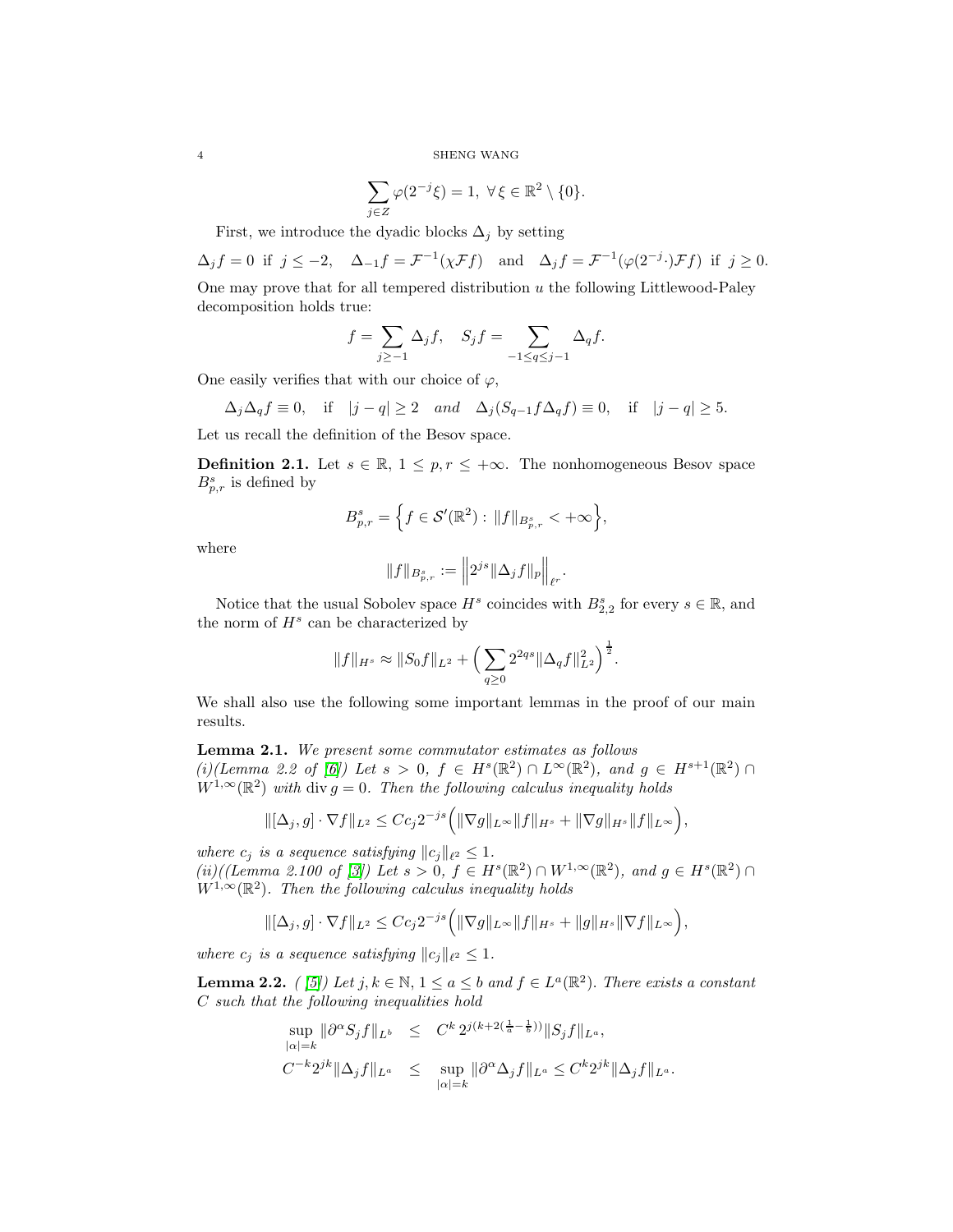$$\sum_{j\in Z}\varphi(2^{-j}\xi)=1,\ \forall\,\xi\in\mathbb{R}^2\setminus\{0\}.$$

First, we introduce the dyadic blocks $\Delta_j$ by setting

$$\Delta_j f=0\ \text{ if }\ j\le -2,\quad \Delta_{-1}f=\mathcal{F}^{-1}(\chi\mathcal{F}f)\quad\text{and}\quad \Delta_j f=\mathcal{F}^{-1}(\varphi(2^{-j}\cdot)\mathcal{F}f)\ \text{ if }\ j\ge 0.$$

One may prove that for all tempered distribution $u$ the following Littlewood-Paley decomposition holds true:

$$f=\sum_{j\ge -1}\Delta_j f,\quad S_j f=\sum_{-1\le q\le j-1}\Delta_q f.$$

One easily verifies that with our choice of $\varphi$,

$$\Delta_j\Delta_q f\equiv 0,\quad \text{if}\quad |j-q|\ge 2\quad \textit{and}\quad \Delta_j(S_{q-1}f\Delta_q f)\equiv 0,\quad \text{if}\quad |j-q|\ge 5.$$

Let us recall the definition of the Besov space.

**Definition 2.1.** Let $s\in\mathbb{R}$, $1\le p,r\le+\infty$. The nonhomogeneous Besov space $B^s_{p,r}$ is defined by

$$B^s_{p,r}=\Big\{f\in\mathcal{S}'(\mathbb{R}^2):\ \|f\|_{B^s_{p,r}}<+\infty\Big\},$$

where

$$\|f\|_{B^s_{p,r}}:=\Big\|2^{js}\|\Delta_j f\|_p\Big\|_{\ell^r}.$$

Notice that the usual Sobolev space $H^s$ coincides with $B^s_{2,2}$ for every $s\in\mathbb{R}$, and the norm of $H^s$ can be characterized by

$$\|f\|_{H^s}\approx\|S_0 f\|_{L^2}+\Big(\sum_{q\ge 0}2^{2qs}\|\Delta_q f\|^2_{L^2}\Big)^{\frac{1}{2}}.$$

We shall also use the following some important lemmas in the proof of our main results.

**Lemma 2.1.** *We present some commutator estimates as follows*
*(i)(Lemma 2.2 of [6]) Let $s>0$, $f\in H^s(\mathbb{R}^2)\cap L^\infty(\mathbb{R}^2)$, and $g\in H^{s+1}(\mathbb{R}^2)\cap W^{1,\infty}(\mathbb{R}^2)$ with $\operatorname{div} g=0$. Then the following calculus inequality holds*

$$\|[\Delta_j,g]\cdot\nabla f\|_{L^2}\le Cc_j2^{-js}\Big(\|\nabla g\|_{L^\infty}\|f\|_{H^s}+\|\nabla g\|_{H^s}\|f\|_{L^\infty}\Big),$$

*where $c_j$ is a sequence satisfying $\|c_j\|_{\ell^2}\le 1$.*
*(ii)((Lemma 2.100 of [3]) Let $s>0$, $f\in H^s(\mathbb{R}^2)\cap W^{1,\infty}(\mathbb{R}^2)$, and $g\in H^s(\mathbb{R}^2)\cap W^{1,\infty}(\mathbb{R}^2)$. Then the following calculus inequality holds*

$$\|[\Delta_j,g]\cdot\nabla f\|_{L^2}\le Cc_j2^{-js}\Big(\|\nabla g\|_{L^\infty}\|f\|_{H^s}+\|g\|_{H^s}\|\nabla f\|_{L^\infty}\Big),$$

*where $c_j$ is a sequence satisfying $\|c_j\|_{\ell^2}\le 1$.*

**Lemma 2.2.** *( [5]) Let $j,k\in\mathbb{N}$, $1\le a\le b$ and $f\in L^a(\mathbb{R}^2)$. There exists a constant $C$ such that the following inequalities hold*

$$\begin{aligned}
\sup_{|\alpha|=k}\|\partial^\alpha S_j f\|_{L^b} &\le C^k\,2^{j(k+2(\frac{1}{a}-\frac{1}{b}))}\|S_j f\|_{L^a},\\
C^{-k}2^{jk}\|\Delta_j f\|_{L^a} &\le \sup_{|\alpha|=k}\|\partial^\alpha\Delta_j f\|_{L^a}\le C^k2^{jk}\|\Delta_j f\|_{L^a}.
\end{aligned}$$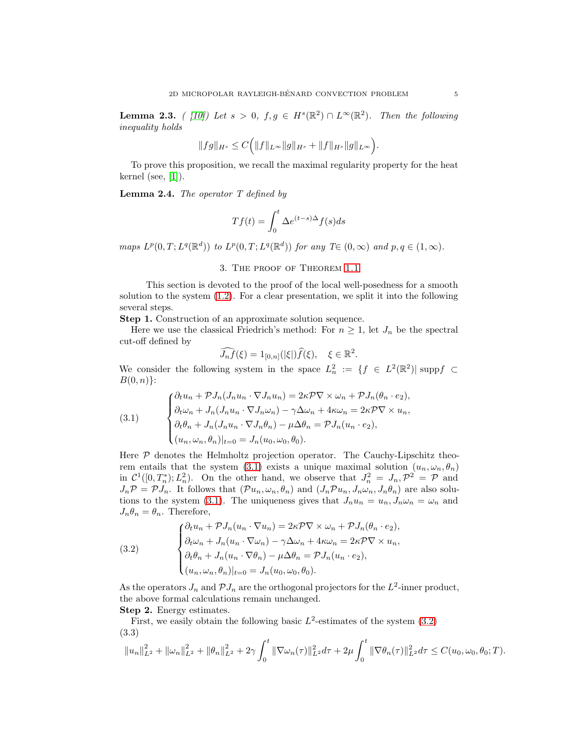**Lemma 2.3.** *( [10]) Let $s > 0$, $f, g \in H^s(\mathbb{R}^2) \cap L^\infty(\mathbb{R}^2)$. Then the following inequality holds*

$$\|fg\|_{H^s} \le C\Big(\|f\|_{L^\infty}\|g\|_{H^s} + \|f\|_{H^s}\|g\|_{L^\infty}\Big).$$

To prove this proposition, we recall the maximal regularity property for the heat kernel (see, [1]).

**Lemma 2.4.** *The operator $T$ defined by*

$$Tf(t) = \int_0^t \Delta e^{(t-s)\Delta} f(s)ds$$

*maps $L^p(0,T;L^q(\mathbb{R}^d))$ to $L^p(0,T;L^q(\mathbb{R}^d))$ for any $T \in (0,\infty)$ and $p, q \in (1,\infty)$.*

## 3. The proof of Theorem 1.1

This section is devoted to the proof of the local well-posedness for a smooth solution to the system (1.2). For a clear presentation, we split it into the following several steps.

**Step 1.** Construction of an approximate solution sequence.

Here we use the classical Friedrich's method: For $n \ge 1$, let $J_n$ be the spectral cut-off defined by

$$\widehat{J_n f}(\xi) = 1_{[0,n]}(|\xi|)\widehat{f}(\xi), \quad \xi \in \mathbb{R}^2.$$

We consider the following system in the space $L^2_n := \{f \in L^2(\mathbb{R}^2) | \operatorname{supp} f \subset B(0,n)\}$:

$$\begin{cases} \partial_t u_n + \mathcal{P}J_n(J_n u_n \cdot \nabla J_n u_n) = 2\kappa \mathcal{P}\nabla \times \omega_n + \mathcal{P}J_n(\theta_n \cdot e_2), \\ \partial_t \omega_n + J_n(J_n u_n \cdot \nabla J_n \omega_n) - \gamma\Delta\omega_n + 4\kappa\omega_n = 2\kappa\mathcal{P}\nabla \times u_n, \\ \partial_t \theta_n + J_n(J_n u_n \cdot \nabla J_n \theta_n) - \mu\Delta\theta_n = \mathcal{P}J_n(u_n \cdot e_2), \\ (u_n, \omega_n, \theta_n)|_{t=0} = J_n(u_0, \omega_0, \theta_0). \end{cases} \tag{3.1}$$

Here $\mathcal{P}$ denotes the Helmholtz projection operator. The Cauchy-Lipschitz theorem entails that the system (3.1) exists a unique maximal solution $(u_n, \omega_n, \theta_n)$ in $\mathcal{C}^1([0,T_n^*); L^2_n)$. On the other hand, we observe that $J_n^2 = J_n, \mathcal{P}^2 = \mathcal{P}$ and $J_n\mathcal{P} = \mathcal{P}J_n$. It follows that $(\mathcal{P}u_n, \omega_n, \theta_n)$ and $(J_n\mathcal{P}u_n, J_n\omega_n, J_n\theta_n)$ are also solutions to the system (3.1). The uniqueness gives that $J_n u_n = u_n, J_n\omega_n = \omega_n$ and $J_n\theta_n = \theta_n$. Therefore,

$$\begin{cases} \partial_t u_n + \mathcal{P}J_n(u_n \cdot \nabla u_n) = 2\kappa \mathcal{P}\nabla \times \omega_n + \mathcal{P}J_n(\theta_n \cdot e_2), \\ \partial_t \omega_n + J_n(u_n \cdot \nabla \omega_n) - \gamma\Delta\omega_n + 4\kappa\omega_n = 2\kappa\mathcal{P}\nabla \times u_n, \\ \partial_t \theta_n + J_n(u_n \cdot \nabla \theta_n) - \mu\Delta\theta_n = \mathcal{P}J_n(u_n \cdot e_2), \\ (u_n, \omega_n, \theta_n)|_{t=0} = J_n(u_0, \omega_0, \theta_0). \end{cases} \tag{3.2}$$

As the operators $J_n$ and $\mathcal{P}J_n$ are the orthogonal projectors for the $L^2$-inner product, the above formal calculations remain unchanged.

**Step 2.** Energy estimates.

First, we easily obtain the following basic $L^2$-estimates of the system (3.2)

$$\|u_n\|^2_{L^2} + \|\omega_n\|^2_{L^2} + \|\theta_n\|^2_{L^2} + 2\gamma\int_0^t \|\nabla\omega_n(\tau)\|^2_{L^2}d\tau + 2\mu\int_0^t \|\nabla\theta_n(\tau)\|^2_{L^2}d\tau \le C(u_0, \omega_0, \theta_0; T). \tag{3.3}$$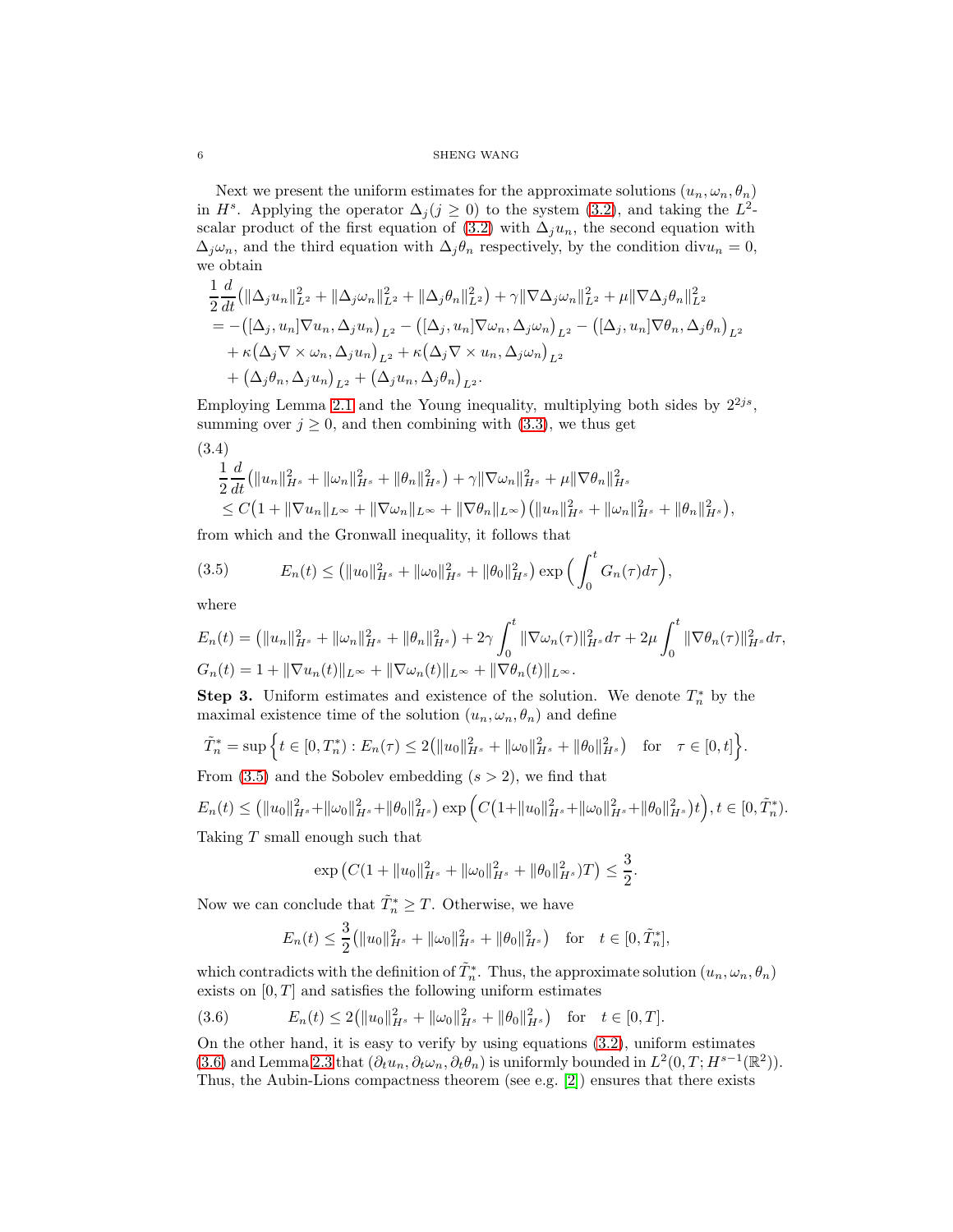Next we present the uniform estimates for the approximate solutions $(u_n, \omega_n, \theta_n)$ in $H^s$. Applying the operator $\Delta_j (j \geq 0)$ to the system (3.2), and taking the $L^2$-scalar product of the first equation of (3.2) with $\Delta_j u_n$, the second equation with $\Delta_j \omega_n$, and the third equation with $\Delta_j \theta_n$ respectively, by the condition $\mathrm{div} u_n = 0$, we obtain

$$
\begin{aligned}
&\frac{1}{2}\frac{d}{dt}\big(\|\Delta_j u_n\|_{L^2}^2 + \|\Delta_j \omega_n\|_{L^2}^2 + \|\Delta_j \theta_n\|_{L^2}^2\big) + \gamma \|\nabla \Delta_j \omega_n\|_{L^2}^2 + \mu \|\nabla \Delta_j \theta_n\|_{L^2}^2 \\
&= -\big([\Delta_j, u_n]\nabla u_n, \Delta_j u_n\big)_{L^2} - \big([\Delta_j, u_n]\nabla \omega_n, \Delta_j \omega_n\big)_{L^2} - \big([\Delta_j, u_n]\nabla \theta_n, \Delta_j \theta_n\big)_{L^2} \\
&\quad + \kappa\big(\Delta_j \nabla \times \omega_n, \Delta_j u_n\big)_{L^2} + \kappa\big(\Delta_j \nabla \times u_n, \Delta_j \omega_n\big)_{L^2} \\
&\quad + \big(\Delta_j \theta_n, \Delta_j u_n\big)_{L^2} + \big(\Delta_j u_n, \Delta_j \theta_n\big)_{L^2}.
\end{aligned}
$$

Employing Lemma 2.1 and the Young inequality, multiplying both sides by $2^{2js}$, summing over $j \geq 0$, and then combining with (3.3), we thus get

(3.4)
$$
\begin{aligned}
&\frac{1}{2}\frac{d}{dt}\big(\|u_n\|_{H^s}^2 + \|\omega_n\|_{H^s}^2 + \|\theta_n\|_{H^s}^2\big) + \gamma \|\nabla \omega_n\|_{H^s}^2 + \mu \|\nabla \theta_n\|_{H^s}^2 \\
&\leq C\big(1 + \|\nabla u_n\|_{L^\infty} + \|\nabla \omega_n\|_{L^\infty} + \|\nabla \theta_n\|_{L^\infty}\big)\big(\|u_n\|_{H^s}^2 + \|\omega_n\|_{H^s}^2 + \|\theta_n\|_{H^s}^2\big),
\end{aligned}
$$

from which and the Gronwall inequality, it follows that

$$
E_n(t) \leq \big(\|u_0\|_{H^s}^2 + \|\omega_0\|_{H^s}^2 + \|\theta_0\|_{H^s}^2\big) \exp\Big(\int_0^t G_n(\tau) d\tau\Big), \tag{3.5}
$$

where

$$
E_n(t) = \big(\|u_n\|_{H^s}^2 + \|\omega_n\|_{H^s}^2 + \|\theta_n\|_{H^s}^2\big) + 2\gamma \int_0^t \|\nabla \omega_n(\tau)\|_{H^s}^2 d\tau + 2\mu \int_0^t \|\nabla \theta_n(\tau)\|_{H^s}^2 d\tau,
$$
$$
G_n(t) = 1 + \|\nabla u_n(t)\|_{L^\infty} + \|\nabla \omega_n(t)\|_{L^\infty} + \|\nabla \theta_n(t)\|_{L^\infty}.
$$

**Step 3.** Uniform estimates and existence of the solution. We denote $T_n^*$ by the maximal existence time of the solution $(u_n, \omega_n, \theta_n)$ and define

$$
\tilde{T}_n^* = \sup\Big\{t \in [0, T_n^*) : E_n(\tau) \leq 2\big(\|u_0\|_{H^s}^2 + \|\omega_0\|_{H^s}^2 + \|\theta_0\|_{H^s}^2\big) \quad \text{for} \quad \tau \in [0, t]\Big\}.
$$

From (3.5) and the Sobolev embedding ($s > 2$), we find that

$$
E_n(t) \leq \big(\|u_0\|_{H^s}^2 + \|\omega_0\|_{H^s}^2 + \|\theta_0\|_{H^s}^2\big) \exp\Big(C\big(1 + \|u_0\|_{H^s}^2 + \|\omega_0\|_{H^s}^2 + \|\theta_0\|_{H^s}^2\big)t\Big), t \in [0, \tilde{T}_n^*).
$$

Taking $T$ small enough such that

$$
\exp\big(C(1 + \|u_0\|_{H^s}^2 + \|\omega_0\|_{H^s}^2 + \|\theta_0\|_{H^s}^2)T\big) \leq \frac{3}{2}.
$$

Now we can conclude that $\tilde{T}_n^* \geq T$. Otherwise, we have

$$
E_n(t) \leq \frac{3}{2}\big(\|u_0\|_{H^s}^2 + \|\omega_0\|_{H^s}^2 + \|\theta_0\|_{H^s}^2\big) \quad \text{for} \quad t \in [0, \tilde{T}_n^*],
$$

which contradicts with the definition of $\tilde{T}_n^*$. Thus, the approximate solution $(u_n, \omega_n, \theta_n)$ exists on $[0, T]$ and satisfies the following uniform estimates

$$
E_n(t) \leq 2\big(\|u_0\|_{H^s}^2 + \|\omega_0\|_{H^s}^2 + \|\theta_0\|_{H^s}^2\big) \quad \text{for} \quad t \in [0, T]. \tag{3.6}
$$

On the other hand, it is easy to verify by using equations (3.2), uniform estimates (3.6) and Lemma 2.3 that $(\partial_t u_n, \partial_t \omega_n, \partial_t \theta_n)$ is uniformly bounded in $L^2(0, T; H^{s-1}(\mathbb{R}^2))$. Thus, the Aubin-Lions compactness theorem (see e.g. [2]) ensures that there exists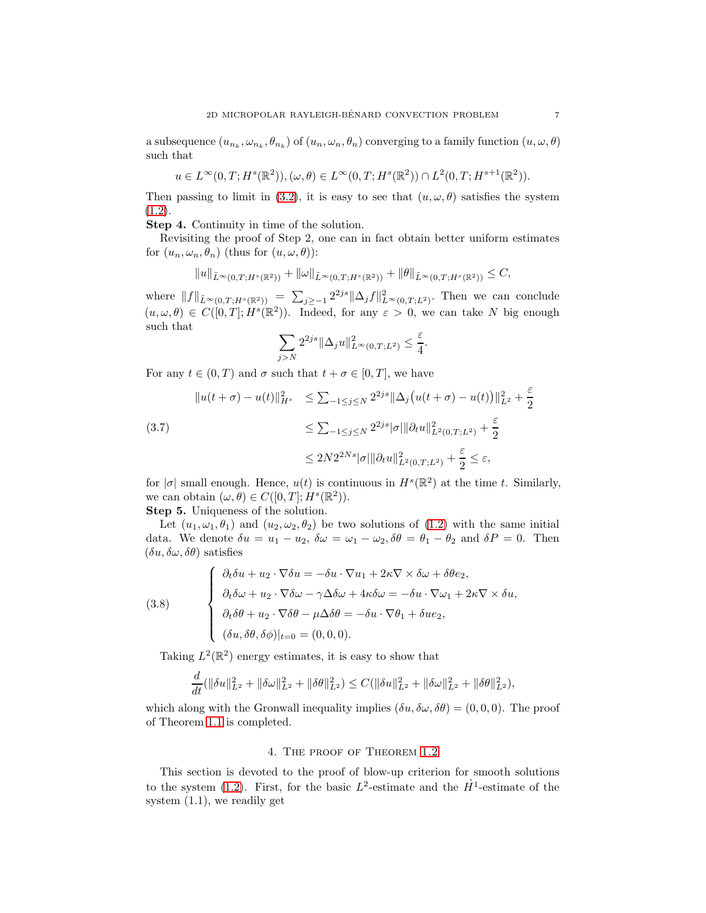a subsequence $(u_{n_k}, \omega_{n_k}, \theta_{n_k})$ of $(u_n, \omega_n, \theta_n)$ converging to a family function $(u, \omega, \theta)$ such that

$$u \in L^\infty(0,T; H^s(\mathbb{R}^2)), (\omega, \theta) \in L^\infty(0,T; H^s(\mathbb{R}^2)) \cap L^2(0,T; H^{s+1}(\mathbb{R}^2)).$$

Then passing to limit in (3.2), it is easy to see that $(u, \omega, \theta)$ satisfies the system (1.2).

**Step 4.** Continuity in time of the solution.

Revisiting the proof of Step 2, one can in fact obtain better uniform estimates for $(u_n, \omega_n, \theta_n)$ (thus for $(u, \omega, \theta)$):

$$\|u\|_{\tilde{L}^\infty(0,T;H^s(\mathbb{R}^2))} + \|\omega\|_{\tilde{L}^\infty(0,T;H^s(\mathbb{R}^2))} + \|\theta\|_{\tilde{L}^\infty(0,T;H^s(\mathbb{R}^2))} \leq C,$$

where $\|f\|_{\tilde{L}^\infty(0,T;H^s(\mathbb{R}^2))} = \sum_{j \geq -1} 2^{2js} \|\Delta_j f\|^2_{L^\infty(0,T;L^2)}$. Then we can conclude $(u, \omega, \theta) \in C([0,T]; H^s(\mathbb{R}^2))$. Indeed, for any $\varepsilon > 0$, we can take $N$ big enough such that

$$\sum_{j > N} 2^{2js} \|\Delta_j u\|^2_{L^\infty(0,T;L^2)} \leq \frac{\varepsilon}{4}.$$

For any $t \in (0,T)$ and $\sigma$ such that $t + \sigma \in [0,T]$, we have

$$\begin{aligned}
\|u(t+\sigma) - u(t)\|^2_{H^s} &\leq \textstyle\sum_{-1 \leq j \leq N} 2^{2js} \|\Delta_j\big(u(t+\sigma) - u(t)\big)\|^2_{L^2} + \frac{\varepsilon}{2} \\
&\leq \textstyle\sum_{-1 \leq j \leq N} 2^{2js} |\sigma| \|\partial_t u\|^2_{L^2(0,T;L^2)} + \frac{\varepsilon}{2} \\
&\leq 2N 2^{2Ns} |\sigma| \|\partial_t u\|^2_{L^2(0,T;L^2)} + \frac{\varepsilon}{2} \leq \varepsilon,
\end{aligned} \tag{3.7}$$

for $|\sigma|$ small enough. Hence, $u(t)$ is continuous in $H^s(\mathbb{R}^2)$ at the time $t$. Similarly, we can obtain $(\omega, \theta) \in C([0,T]; H^s(\mathbb{R}^2))$.

**Step 5.** Uniqueness of the solution.

Let $(u_1, \omega_1, \theta_1)$ and $(u_2, \omega_2, \theta_2)$ be two solutions of (1.2) with the same initial data. We denote $\delta u = u_1 - u_2$, $\delta \omega = \omega_1 - \omega_2$, $\delta \theta = \theta_1 - \theta_2$ and $\delta P = 0$. Then $(\delta u, \delta \omega, \delta \theta)$ satisfies

$$\begin{cases}
\partial_t \delta u + u_2 \cdot \nabla \delta u = -\delta u \cdot \nabla u_1 + 2\kappa \nabla \times \delta \omega + \delta \theta e_2, \\
\partial_t \delta \omega + u_2 \cdot \nabla \delta \omega - \gamma \Delta \delta \omega + 4\kappa \delta \omega = -\delta u \cdot \nabla \omega_1 + 2\kappa \nabla \times \delta u, \\
\partial_t \delta \theta + u_2 \cdot \nabla \delta \theta - \mu \Delta \delta \theta = -\delta u \cdot \nabla \theta_1 + \delta u e_2, \\
(\delta u, \delta \theta, \delta \phi)|_{t=0} = (0,0,0).
\end{cases} \tag{3.8}$$

Taking $L^2(\mathbb{R}^2)$ energy estimates, it is easy to show that

$$\frac{d}{dt}(\|\delta u\|^2_{L^2} + \|\delta \omega\|^2_{L^2} + \|\delta \theta\|^2_{L^2}) \leq C(\|\delta u\|^2_{L^2} + \|\delta \omega\|^2_{L^2} + \|\delta \theta\|^2_{L^2}),$$

which along with the Gronwall inequality implies $(\delta u, \delta \omega, \delta \theta) = (0,0,0)$. The proof of Theorem 1.1 is completed.

## 4. The proof of Theorem 1.2

This section is devoted to the proof of blow-up criterion for smooth solutions to the system (1.2). First, for the basic $L^2$-estimate and the $\dot{H}^1$-estimate of the system (1.1), we readily get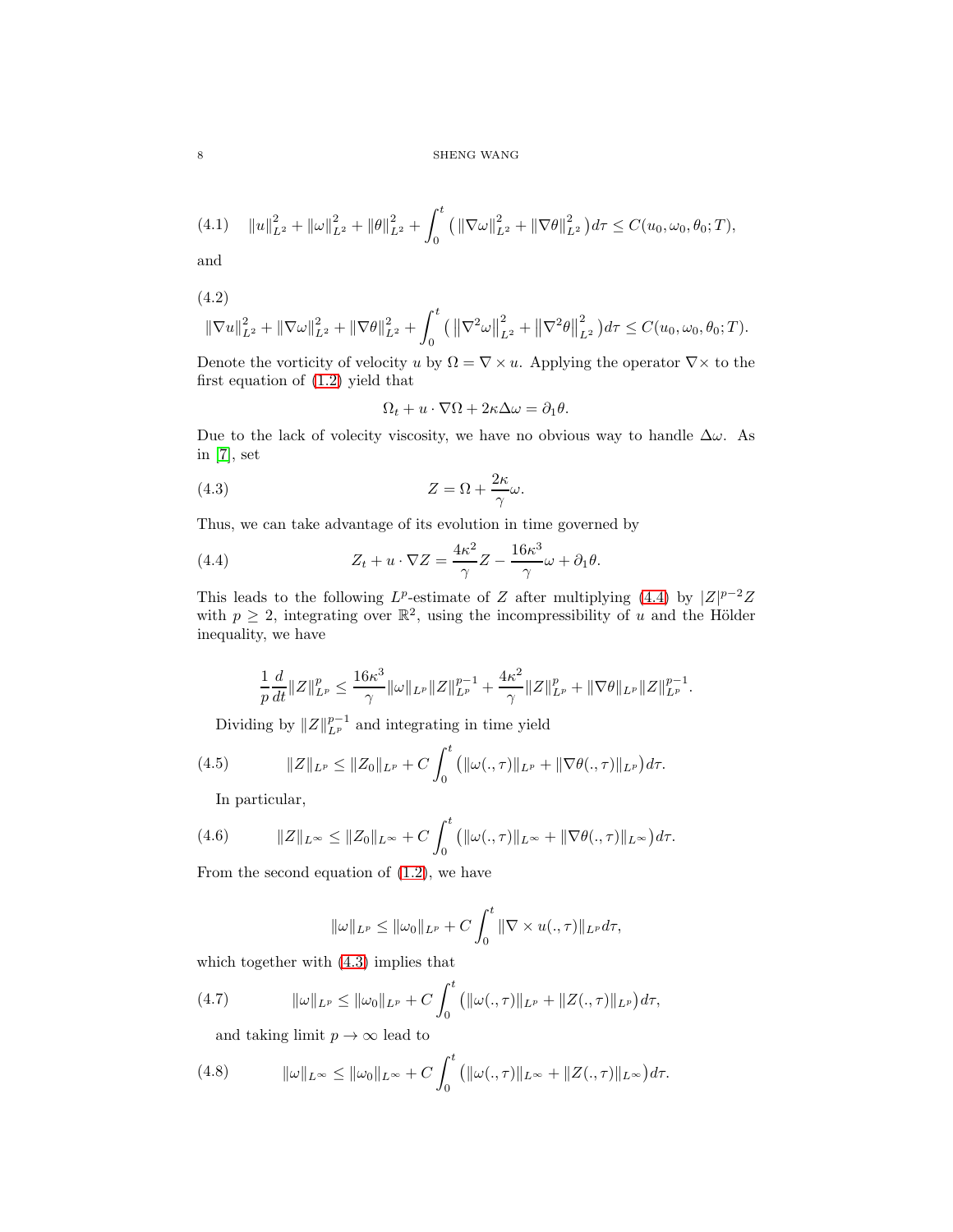$$\|u\|_{L^2}^2 + \|\omega\|_{L^2}^2 + \|\theta\|_{L^2}^2 + \int_0^t \big( \|\nabla\omega\|_{L^2}^2 + \|\nabla\theta\|_{L^2}^2 \big) d\tau \le C(u_0, \omega_0, \theta_0; T), \tag{4.1}$$

and

$$\|\nabla u\|_{L^2}^2 + \|\nabla\omega\|_{L^2}^2 + \|\nabla\theta\|_{L^2}^2 + \int_0^t \big( \|\nabla^2\omega\|_{L^2}^2 + \|\nabla^2\theta\|_{L^2}^2 \big) d\tau \le C(u_0, \omega_0, \theta_0; T). \tag{4.2}$$

Denote the vorticity of velocity $u$ by $\Omega = \nabla \times u$. Applying the operator $\nabla\times$ to the first equation of (1.2) yield that

$$\Omega_t + u \cdot \nabla \Omega + 2\kappa \Delta \omega = \partial_1 \theta.$$

Due to the lack of velecity viscosity, we have no obvious way to handle $\Delta\omega$. As in [7], set

$$Z = \Omega + \frac{2\kappa}{\gamma}\omega. \tag{4.3}$$

Thus, we can take advantage of its evolution in time governed by

$$Z_t + u \cdot \nabla Z = \frac{4\kappa^2}{\gamma} Z - \frac{16\kappa^3}{\gamma}\omega + \partial_1 \theta. \tag{4.4}$$

This leads to the following $L^p$-estimate of $Z$ after multiplying (4.4) by $|Z|^{p-2}Z$ with $p \ge 2$, integrating over $\mathbb{R}^2$, using the incompressibility of $u$ and the Hölder inequality, we have

$$\frac{1}{p}\frac{d}{dt}\|Z\|_{L^p}^p \le \frac{16\kappa^3}{\gamma}\|\omega\|_{L^p}\|Z\|_{L^p}^{p-1} + \frac{4\kappa^2}{\gamma}\|Z\|_{L^p}^p + \|\nabla\theta\|_{L^p}\|Z\|_{L^p}^{p-1}.$$

Dividing by $\|Z\|_{L^p}^{p-1}$ and integrating in time yield

$$\|Z\|_{L^p} \le \|Z_0\|_{L^p} + C\int_0^t \big( \|\omega(.,\tau)\|_{L^p} + \|\nabla\theta(.,\tau)\|_{L^p} \big) d\tau. \tag{4.5}$$

In particular,

$$\|Z\|_{L^\infty} \le \|Z_0\|_{L^\infty} + C\int_0^t \big( \|\omega(.,\tau)\|_{L^\infty} + \|\nabla\theta(.,\tau)\|_{L^\infty} \big) d\tau. \tag{4.6}$$

From the second equation of (1.2), we have

$$\|\omega\|_{L^p} \le \|\omega_0\|_{L^p} + C\int_0^t \|\nabla \times u(.,\tau)\|_{L^p} d\tau,$$

which together with (4.3) implies that

$$\|\omega\|_{L^p} \le \|\omega_0\|_{L^p} + C\int_0^t \big( \|\omega(.,\tau)\|_{L^p} + \|Z(.,\tau)\|_{L^p} \big) d\tau, \tag{4.7}$$

and taking limit $p \to \infty$ lead to

$$\|\omega\|_{L^\infty} \le \|\omega_0\|_{L^\infty} + C\int_0^t \big( \|\omega(.,\tau)\|_{L^\infty} + \|Z(.,\tau)\|_{L^\infty} \big) d\tau. \tag{4.8}$$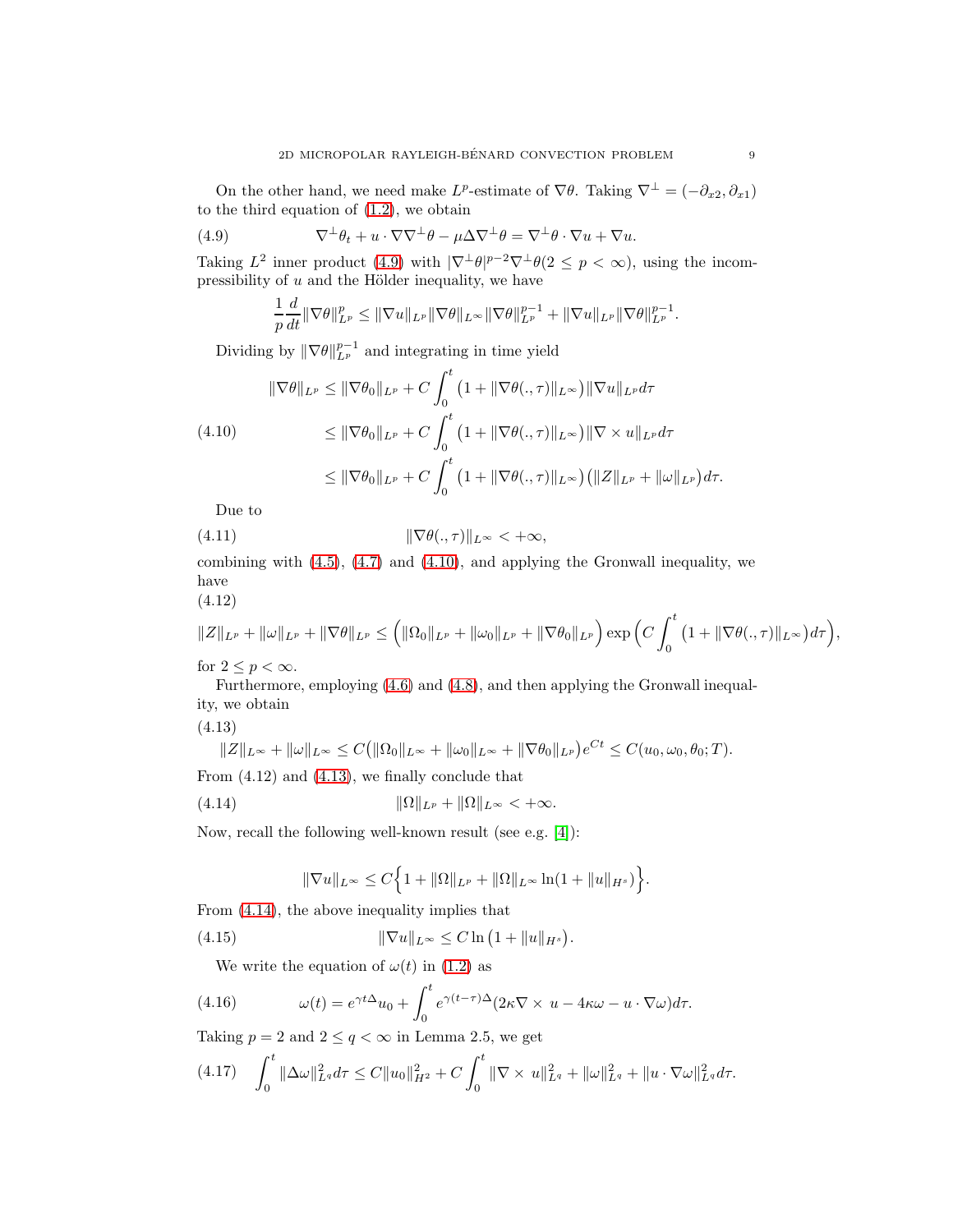On the other hand, we need make $L^p$-estimate of $\nabla\theta$. Taking $\nabla^\perp = (-\partial_{x2}, \partial_{x1})$ to the third equation of (1.2), we obtain

$$\nabla^\perp\theta_t + u\cdot\nabla\nabla^\perp\theta - \mu\Delta\nabla^\perp\theta = \nabla^\perp\theta\cdot\nabla u + \nabla u. \tag{4.9}$$

Taking $L^2$ inner product (4.9) with $|\nabla^\perp\theta|^{p-2}\nabla^\perp\theta (2 \le p < \infty)$, using the incompressibility of $u$ and the Hölder inequality, we have

$$\frac{1}{p}\frac{d}{dt}\|\nabla\theta\|_{L^p}^p \le \|\nabla u\|_{L^p}\|\nabla\theta\|_{L^\infty}\|\nabla\theta\|_{L^p}^{p-1} + \|\nabla u\|_{L^p}\|\nabla\theta\|_{L^p}^{p-1}.$$

Dividing by $\|\nabla\theta\|_{L^p}^{p-1}$ and integrating in time yield

$$\begin{aligned}
\|\nabla\theta\|_{L^p} &\le \|\nabla\theta_0\|_{L^p} + C\int_0^t \big(1+\|\nabla\theta(.,\tau)\|_{L^\infty}\big)\|\nabla u\|_{L^p}d\tau \\
&\le \|\nabla\theta_0\|_{L^p} + C\int_0^t \big(1+\|\nabla\theta(.,\tau)\|_{L^\infty}\big)\|\nabla\times u\|_{L^p}d\tau \\
&\le \|\nabla\theta_0\|_{L^p} + C\int_0^t \big(1+\|\nabla\theta(.,\tau)\|_{L^\infty}\big)\big(\|Z\|_{L^p}+\|\omega\|_{L^p}\big)d\tau.
\end{aligned} \tag{4.10}$$

Due to

$$\|\nabla\theta(.,\tau)\|_{L^\infty} < +\infty, \tag{4.11}$$

combining with (4.5), (4.7) and (4.10), and applying the Gronwall inequality, we have

$$\|Z\|_{L^p}+\|\omega\|_{L^p}+\|\nabla\theta\|_{L^p} \le \Big(\|\Omega_0\|_{L^p}+\|\omega_0\|_{L^p}+\|\nabla\theta_0\|_{L^p}\Big)\exp\Big(C\int_0^t\big(1+\|\nabla\theta(.,\tau)\|_{L^\infty}\big)d\tau\Big), \tag{4.12}$$

for $2 \le p < \infty$.

Furthermore, employing (4.6) and (4.8), and then applying the Gronwall inequality, we obtain

$$\|Z\|_{L^\infty}+\|\omega\|_{L^\infty} \le C\big(\|\Omega_0\|_{L^\infty}+\|\omega_0\|_{L^\infty}+\|\nabla\theta_0\|_{L^p}\big)e^{Ct} \le C(u_0,\omega_0,\theta_0;T). \tag{4.13}$$

From (4.12) and (4.13), we finally conclude that

$$\|\Omega\|_{L^p}+\|\Omega\|_{L^\infty} < +\infty. \tag{4.14}$$

Now, recall the following well-known result (see e.g. [4]):

$$\|\nabla u\|_{L^\infty} \le C\Big\{1+\|\Omega\|_{L^p}+\|\Omega\|_{L^\infty}\ln(1+\|u\|_{H^s})\Big\}.$$

From (4.14), the above inequality implies that

$$\|\nabla u\|_{L^\infty} \le C\ln\big(1+\|u\|_{H^s}\big). \tag{4.15}$$

We write the equation of $\omega(t)$ in (1.2) as

$$\omega(t) = e^{\gamma t\Delta}u_0 + \int_0^t e^{\gamma(t-\tau)\Delta}(2\kappa\nabla\times u - 4\kappa\omega - u\cdot\nabla\omega)d\tau. \tag{4.16}$$

Taking $p=2$ and $2\le q<\infty$ in Lemma 2.5, we get

$$\int_0^t\|\Delta\omega\|_{L^q}^2 d\tau \le C\|u_0\|_{H^2}^2 + C\int_0^t\|\nabla\times u\|_{L^q}^2 + \|\omega\|_{L^q}^2 + \|u\cdot\nabla\omega\|_{L^q}^2 d\tau. \tag{4.17}$$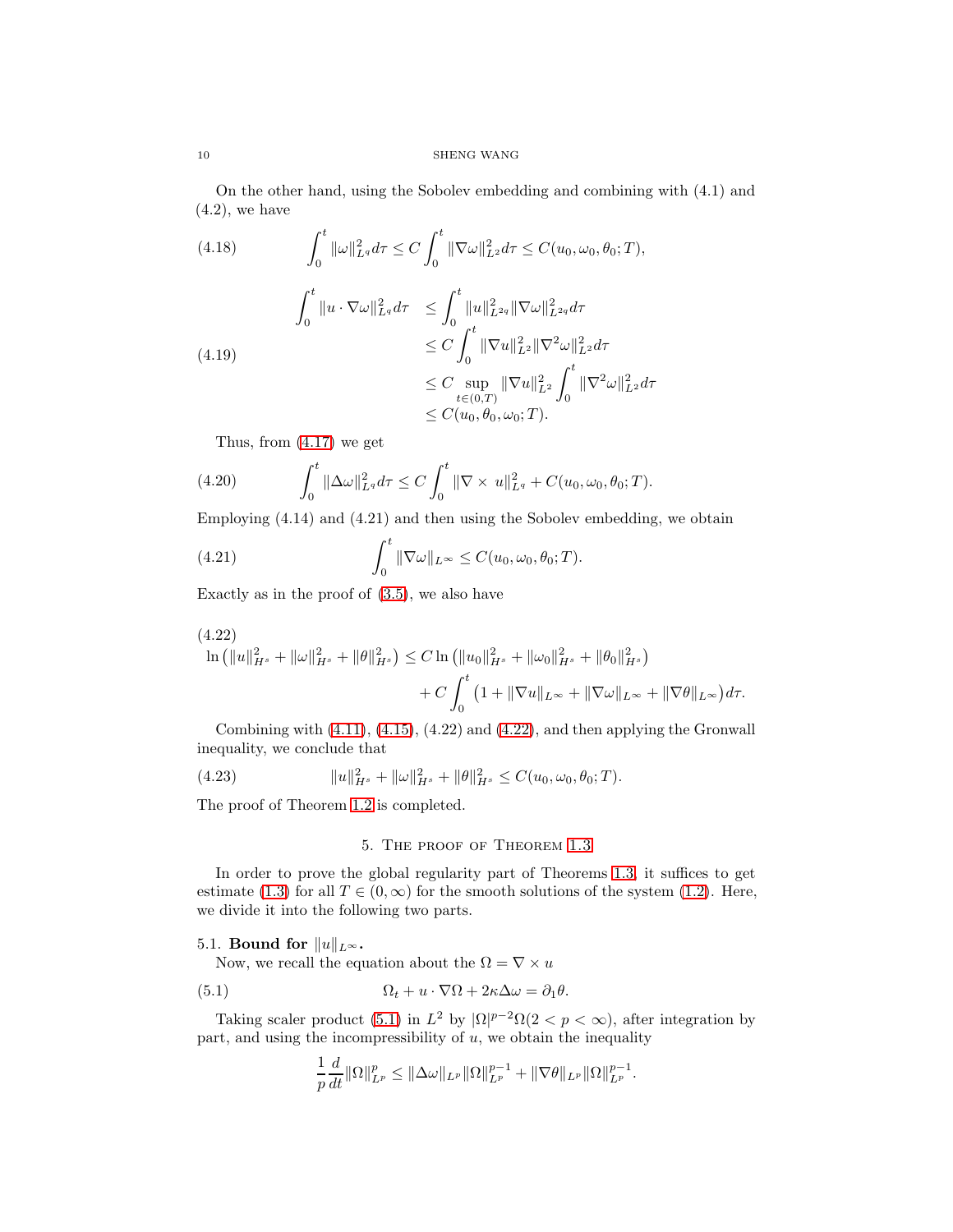On the other hand, using the Sobolev embedding and combining with (4.1) and (4.2), we have

$$\int_0^t \|\omega\|_{L^q}^2 d\tau \leq C \int_0^t \|\nabla \omega\|_{L^2}^2 d\tau \leq C(u_0, \omega_0, \theta_0; T), \tag{4.18}$$

$$\begin{aligned} \int_0^t \|u\cdot\nabla\omega\|_{L^q}^2 d\tau &\leq \int_0^t \|u\|_{L^{2q}}^2 \|\nabla\omega\|_{L^{2q}}^2 d\tau \\ &\leq C\int_0^t \|\nabla u\|_{L^2}^2 \|\nabla^2\omega\|_{L^2}^2 d\tau \\ &\leq C \sup_{t\in(0,T)} \|\nabla u\|_{L^2}^2 \int_0^t \|\nabla^2\omega\|_{L^2}^2 d\tau \\ &\leq C(u_0, \theta_0, \omega_0; T). \end{aligned} \tag{4.19}$$

Thus, from (4.17) we get

$$\int_0^t \|\Delta\omega\|_{L^q}^2 d\tau \leq C\int_0^t \|\nabla\times\, u\|_{L^q}^2 + C(u_0, \omega_0, \theta_0; T). \tag{4.20}$$

Employing (4.14) and (4.21) and then using the Sobolev embedding, we obtain

$$\int_0^t \|\nabla\omega\|_{L^\infty} \leq C(u_0, \omega_0, \theta_0; T). \tag{4.21}$$

Exactly as in the proof of (3.5), we also have

$$\begin{aligned} &\ln\left(\|u\|_{H^s}^2 + \|\omega\|_{H^s}^2 + \|\theta\|_{H^s}^2\right) \leq C\ln\left(\|u_0\|_{H^s}^2 + \|\omega_0\|_{H^s}^2 + \|\theta_0\|_{H^s}^2\right) \\ &\qquad\qquad + C\int_0^t \left(1 + \|\nabla u\|_{L^\infty} + \|\nabla\omega\|_{L^\infty} + \|\nabla\theta\|_{L^\infty}\right) d\tau. \end{aligned} \tag{4.22}$$

Combining with (4.11), (4.15), (4.22) and (4.22), and then applying the Gronwall inequality, we conclude that

$$\|u\|_{H^s}^2 + \|\omega\|_{H^s}^2 + \|\theta\|_{H^s}^2 \leq C(u_0, \omega_0, \theta_0; T). \tag{4.23}$$

The proof of Theorem 1.2 is completed.

## 5. The proof of Theorem 1.3

In order to prove the global regularity part of Theorems 1.3, it suffices to get estimate (1.3) for all $T \in (0, \infty)$ for the smooth solutions of the system (1.2). Here, we divide it into the following two parts.

### 5.1. Bound for $\|u\|_{L^\infty}$.

Now, we recall the equation about the $\Omega = \nabla \times u$

$$\Omega_t + u\cdot\nabla\Omega + 2\kappa\Delta\omega = \partial_1\theta. \tag{5.1}$$

Taking scaler product (5.1) in $L^2$ by $|\Omega|^{p-2}\Omega (2 < p < \infty)$, after integration by part, and using the incompressibility of $u$, we obtain the inequality

$$\frac{1}{p}\frac{d}{dt}\|\Omega\|_{L^p}^p \leq \|\Delta\omega\|_{L^p}\|\Omega\|_{L^p}^{p-1} + \|\nabla\theta\|_{L^p}\|\Omega\|_{L^p}^{p-1}.$$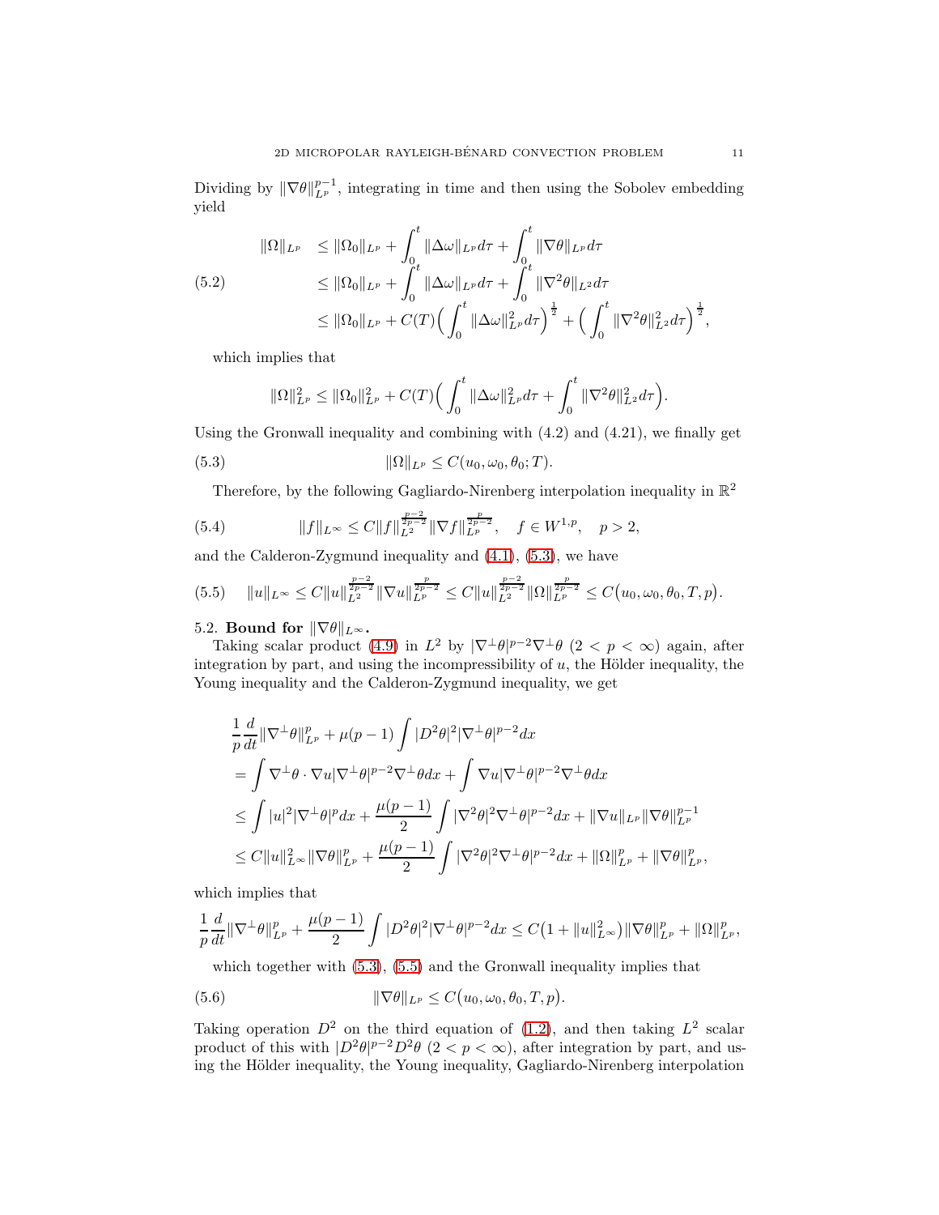Dividing by $\|\nabla\theta\|_{L^p}^{p-1}$, integrating in time and then using the Sobolev embedding yield

$$
\begin{aligned}
\|\Omega\|_{L^p} &\le \|\Omega_0\|_{L^p} + \int_0^t \|\Delta\omega\|_{L^p} d\tau + \int_0^t \|\nabla\theta\|_{L^p} d\tau \\
&\le \|\Omega_0\|_{L^p} + \int_0^t \|\Delta\omega\|_{L^p} d\tau + \int_0^t \|\nabla^2\theta\|_{L^2} d\tau \\
&\le \|\Omega_0\|_{L^p} + C(T)\Big(\int_0^t \|\Delta\omega\|_{L^p}^2 d\tau\Big)^{\frac12} + \Big(\int_0^t \|\nabla^2\theta\|_{L^2}^2 d\tau\Big)^{\frac12},
\end{aligned}
\tag{5.2}
$$

which implies that

$$
\|\Omega\|_{L^p}^2 \le \|\Omega_0\|_{L^p}^2 + C(T)\Big(\int_0^t \|\Delta\omega\|_{L^p}^2 d\tau + \int_0^t \|\nabla^2\theta\|_{L^2}^2 d\tau\Big).
$$

Using the Gronwall inequality and combining with (4.2) and (4.21), we finally get

$$
\|\Omega\|_{L^p} \le C(u_0,\omega_0,\theta_0;T). \tag{5.3}
$$

Therefore, by the following Gagliardo-Nirenberg interpolation inequality in $\mathbb{R}^2$

$$
\|f\|_{L^\infty} \le C\|f\|_{L^2}^{\frac{p-2}{2p-2}}\|\nabla f\|_{L^p}^{\frac{p}{2p-2}}, \quad f\in W^{1,p}, \quad p>2, \tag{5.4}
$$

and the Calderon-Zygmund inequality and (4.1), (5.3), we have

$$
\|u\|_{L^\infty} \le C\|u\|_{L^2}^{\frac{p-2}{2p-2}}\|\nabla u\|_{L^p}^{\frac{p}{2p-2}} \le C\|u\|_{L^2}^{\frac{p-2}{2p-2}}\|\Omega\|_{L^p}^{\frac{p}{2p-2}} \le C\big(u_0,\omega_0,\theta_0,T,p\big). \tag{5.5}
$$

5.2. **Bound for $\|\nabla\theta\|_{L^\infty}$.**

Taking scalar product (4.9) in $L^2$ by $|\nabla^\perp\theta|^{p-2}\nabla^\perp\theta$ $(2<p<\infty)$ again, after integration by part, and using the incompressibility of $u$, the Hölder inequality, the Young inequality and the Calderon-Zygmund inequality, we get

$$
\begin{aligned}
&\frac1p\frac{d}{dt}\|\nabla^\perp\theta\|_{L^p}^p + \mu(p-1)\int |D^2\theta|^2|\nabla^\perp\theta|^{p-2}dx \\
&= \int \nabla^\perp\theta\cdot\nabla u|\nabla^\perp\theta|^{p-2}\nabla^\perp\theta dx + \int \nabla u|\nabla^\perp\theta|^{p-2}\nabla^\perp\theta dx \\
&\le \int |u|^2|\nabla^\perp\theta|^p dx + \frac{\mu(p-1)}{2}\int |\nabla^2\theta|^2\nabla^\perp\theta|^{p-2}dx + \|\nabla u\|_{L^p}\|\nabla\theta\|_{L^p}^{p-1} \\
&\le C\|u\|_{L^\infty}^2\|\nabla\theta\|_{L^p}^p + \frac{\mu(p-1)}{2}\int |\nabla^2\theta|^2\nabla^\perp\theta|^{p-2}dx + \|\Omega\|_{L^p}^p + \|\nabla\theta\|_{L^p}^p,
\end{aligned}
$$

which implies that

$$
\frac1p\frac{d}{dt}\|\nabla^\perp\theta\|_{L^p}^p + \frac{\mu(p-1)}{2}\int |D^2\theta|^2|\nabla^\perp\theta|^{p-2}dx \le C\big(1+\|u\|_{L^\infty}^2\big)\|\nabla\theta\|_{L^p}^p + \|\Omega\|_{L^p}^p,
$$

which together with (5.3), (5.5) and the Gronwall inequality implies that

$$
\|\nabla\theta\|_{L^p} \le C\big(u_0,\omega_0,\theta_0,T,p\big). \tag{5.6}
$$

Taking operation $D^2$ on the third equation of (1.2), and then taking $L^2$ scalar product of this with $|D^2\theta|^{p-2}D^2\theta$ $(2<p<\infty)$, after integration by part, and using the Hölder inequality, the Young inequality, Gagliardo-Nirenberg interpolation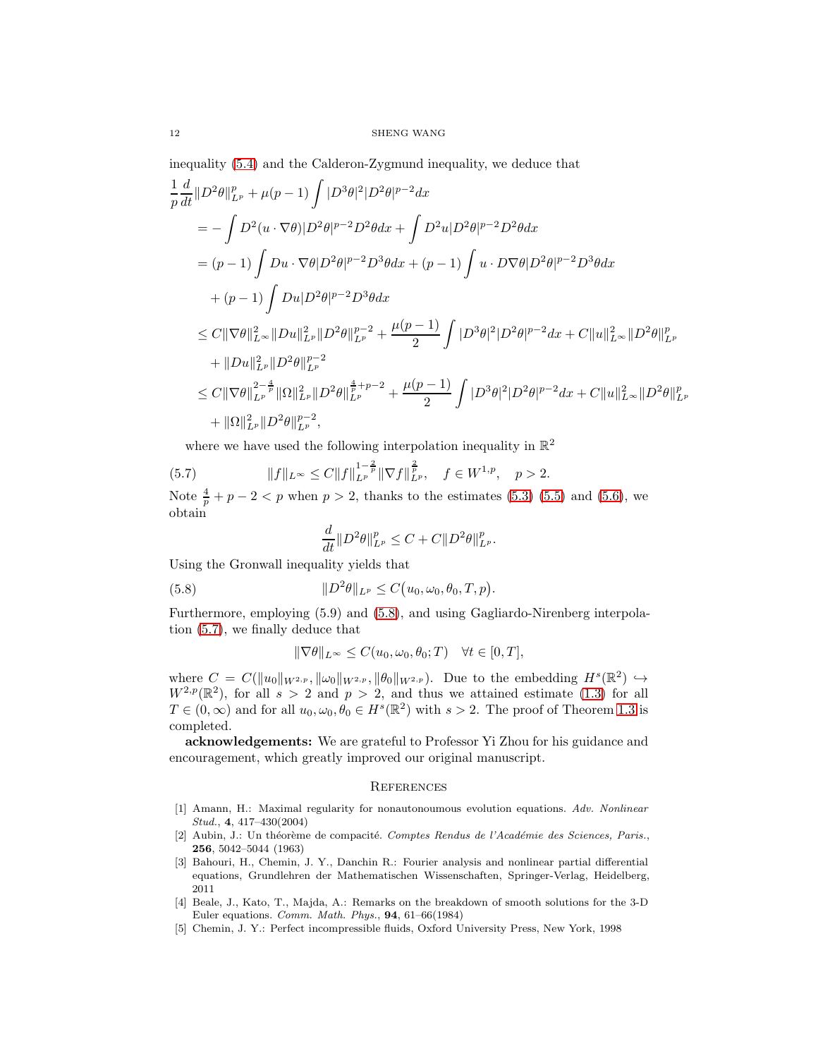inequality (5.4) and the Calderon-Zygmund inequality, we deduce that

$$
\begin{aligned}
&\frac{1}{p}\frac{d}{dt}\|D^2\theta\|_{L^p}^p + \mu(p-1)\int |D^3\theta|^2|D^2\theta|^{p-2}dx \\
&= -\int D^2(u\cdot\nabla\theta)|D^2\theta|^{p-2}D^2\theta dx + \int D^2u|D^2\theta|^{p-2}D^2\theta dx \\
&= (p-1)\int Du\cdot\nabla\theta|D^2\theta|^{p-2}D^3\theta dx + (p-1)\int u\cdot D\nabla\theta|D^2\theta|^{p-2}D^3\theta dx \\
&\quad + (p-1)\int Du|D^2\theta|^{p-2}D^3\theta dx \\
&\le C\|\nabla\theta\|_{L^\infty}^2\|Du\|_{L^p}^2\|D^2\theta\|_{L^p}^{p-2} + \frac{\mu(p-1)}{2}\int |D^3\theta|^2|D^2\theta|^{p-2}dx + C\|u\|_{L^\infty}^2\|D^2\theta\|_{L^p}^p \\
&\quad + \|Du\|_{L^p}^2\|D^2\theta\|_{L^p}^{p-2} \\
&\le C\|\nabla\theta\|_{L^p}^{2-\frac{4}{p}}\|\Omega\|_{L^p}^2\|D^2\theta\|_{L^p}^{\frac{4}{p}+p-2} + \frac{\mu(p-1)}{2}\int |D^3\theta|^2|D^2\theta|^{p-2}dx + C\|u\|_{L^\infty}^2\|D^2\theta\|_{L^p}^p \\
&\quad + \|\Omega\|_{L^p}^2\|D^2\theta\|_{L^p}^{p-2},
\end{aligned}
$$

where we have used the following interpolation inequality in $\mathbb{R}^2$

$$
\|f\|_{L^\infty} \le C\|f\|_{L^p}^{1-\frac{2}{p}}\|\nabla f\|_{L^p}^{\frac{2}{p}}, \quad f\in W^{1,p}, \quad p>2. \tag{5.7}
$$

Note $\frac{4}{p}+p-2<p$ when $p>2$, thanks to the estimates (5.3) (5.5) and (5.6), we obtain

$$
\frac{d}{dt}\|D^2\theta\|_{L^p}^p \le C + C\|D^2\theta\|_{L^p}^p.
$$

Using the Gronwall inequality yields that

$$
\|D^2\theta\|_{L^p} \le C\big(u_0,\omega_0,\theta_0,T,p\big). \tag{5.8}
$$

Furthermore, employing (5.9) and (5.8), and using Gagliardo-Nirenberg interpolation (5.7), we finally deduce that

$$
\|\nabla\theta\|_{L^\infty} \le C(u_0,\omega_0,\theta_0;T) \quad \forall t\in[0,T],
$$

where $C = C(\|u_0\|_{W^{2,p}}, \|\omega_0\|_{W^{2,p}}, \|\theta_0\|_{W^{2,p}})$. Due to the embedding $H^s(\mathbb{R}^2) \hookrightarrow W^{2,p}(\mathbb{R}^2)$, for all $s>2$ and $p>2$, and thus we attained estimate (1.3) for all $T\in(0,\infty)$ and for all $u_0,\omega_0,\theta_0 \in H^s(\mathbb{R}^2)$ with $s>2$. The proof of Theorem 1.3 is completed.

**acknowledgements:** We are grateful to Professor Yi Zhou for his guidance and encouragement, which greatly improved our original manuscript.

## References

[1] Amann, H.: Maximal regularity for nonautonoumous evolution equations. *Adv. Nonlinear Stud.*, **4**, 417–430(2004)

[2] Aubin, J.: Un théorème de compacité. *Comptes Rendus de l'Académie des Sciences, Paris.*, **256**, 5042–5044 (1963)

[3] Bahouri, H., Chemin, J. Y., Danchin R.: Fourier analysis and nonlinear partial differential equations, Grundlehren der Mathematischen Wissenschaften, Springer-Verlag, Heidelberg, 2011

[4] Beale, J., Kato, T., Majda, A.: Remarks on the breakdown of smooth solutions for the 3-D Euler equations. *Comm. Math. Phys.*, **94**, 61–66(1984)

[5] Chemin, J. Y.: Perfect incompressible fluids, Oxford University Press, New York, 1998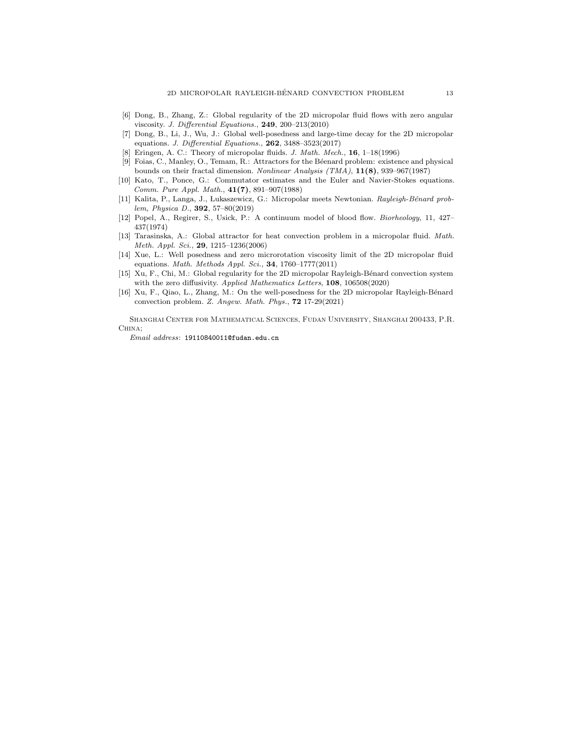[6] Dong, B., Zhang, Z.: Global regularity of the 2D micropolar fluid flows with zero angular viscosity. *J. Differential Equations.*, **249**, 200–213(2010)

[7] Dong, B., Li, J., Wu, J.: Global well-posedness and large-time decay for the 2D micropolar equations. *J. Differential Equations.*, **262**, 3488–3523(2017)

[8] Eringen, A. C.: Theory of micropolar fluids. *J. Math. Mech.*, **16**, 1–18(1996)

[9] Foias, C., Manley, O., Temam, R.: Attractors for the Béenard problem: existence and physical bounds on their fractal dimension. *Nonlinear Analysis (TMA)*, **11(8)**, 939–967(1987)

[10] Kato, T., Ponce, G.: Commutator estimates and the Euler and Navier-Stokes equations. *Comm. Pure Appl. Math.*, **41(7)**, 891–907(1988)

[11] Kalita, P., Langa, J., Łukaszewicz, G.: Micropolar meets Newtonian. *Rayleigh-Bénard problem, Physica D.*, **392**, 57–80(2019)

[12] Popel, A., Regirer, S., Usick, P.: A continuum model of blood flow. *Biorheology*, 11, 427–437(1974)

[13] Tarasinska, A.: Global attractor for heat convection problem in a micropolar fluid. *Math. Meth. Appl. Sci.*, **29**, 1215–1236(2006)

[14] Xue, L.: Well posedness and zero microrotation viscosity limit of the 2D micropolar fluid equations. *Math. Methods Appl. Sci.*, **34**, 1760–1777(2011)

[15] Xu, F., Chi, M.: Global regularity for the 2D micropolar Rayleigh-Bénard convection system with the zero diffusivity. *Applied Mathematics Letters*, **108**, 106508(2020)

[16] Xu, F., Qiao, L., Zhang, M.: On the well-posedness for the 2D micropolar Rayleigh-Bénard convection problem. *Z. Angew. Math. Phys.*, **72** 17-29(2021)

Shanghai Center for Mathematical Sciences, Fudan University, Shanghai 200433, P.R. China;

*Email address*: 19110840011@fudan.edu.cn